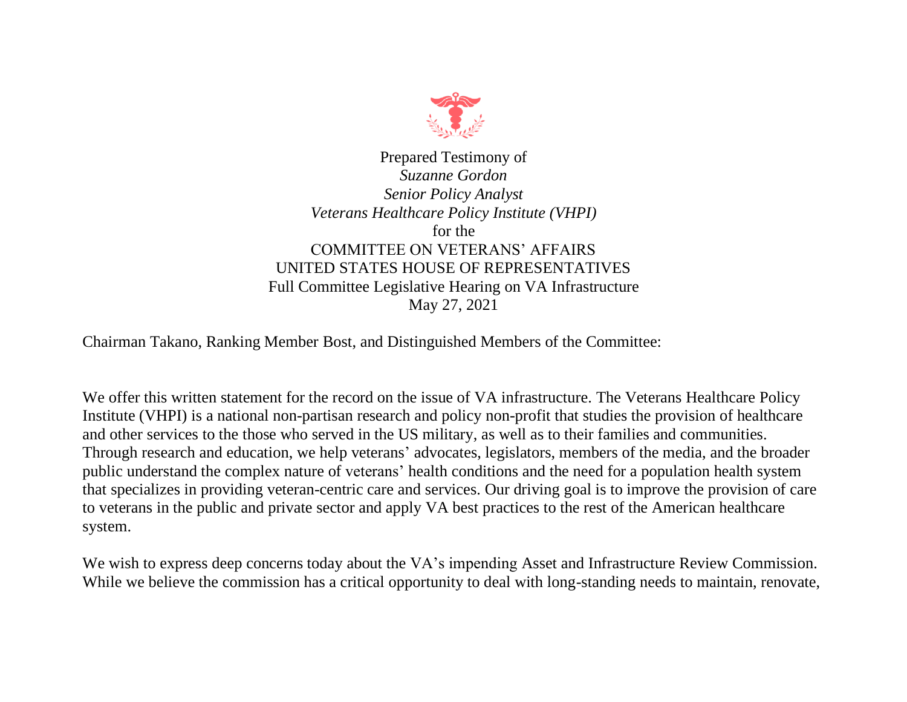Prepared Testimony of
*Suzanne Gordon*
*Senior Policy Analyst*
*Veterans Healthcare Policy Institute (VHPI)*
for the
COMMITTEE ON VETERANS' AFFAIRS
UNITED STATES HOUSE OF REPRESENTATIVES
Full Committee Legislative Hearing on VA Infrastructure
May 27, 2021

Chairman Takano, Ranking Member Bost, and Distinguished Members of the Committee:

We offer this written statement for the record on the issue of VA infrastructure. The Veterans Healthcare Policy Institute (VHPI) is a national non-partisan research and policy non-profit that studies the provision of healthcare and other services to the those who served in the US military, as well as to their families and communities. Through research and education, we help veterans' advocates, legislators, members of the media, and the broader public understand the complex nature of veterans' health conditions and the need for a population health system that specializes in providing veteran-centric care and services. Our driving goal is to improve the provision of care to veterans in the public and private sector and apply VA best practices to the rest of the American healthcare system.

We wish to express deep concerns today about the VA's impending Asset and Infrastructure Review Commission. While we believe the commission has a critical opportunity to deal with long-standing needs to maintain, renovate,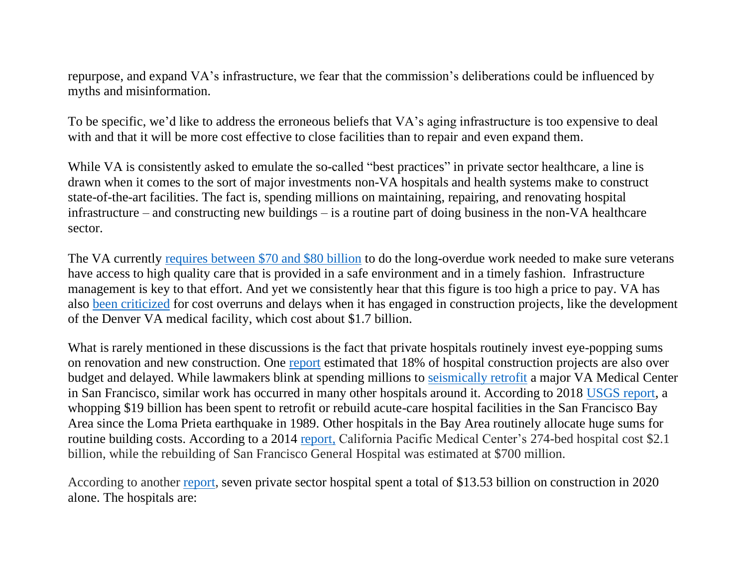repurpose, and expand VA's infrastructure, we fear that the commission's deliberations could be influenced by myths and misinformation.

To be specific, we'd like to address the erroneous beliefs that VA's aging infrastructure is too expensive to deal with and that it will be more cost effective to close facilities than to repair and even expand them.

While VA is consistently asked to emulate the so-called "best practices" in private sector healthcare, a line is drawn when it comes to the sort of major investments non-VA hospitals and health systems make to construct state-of-the-art facilities. The fact is, spending millions on maintaining, repairing, and renovating hospital infrastructure – and constructing new buildings – is a routine part of doing business in the non-VA healthcare sector.

The VA currently requires between $70 and $80 billion to do the long-overdue work needed to make sure veterans have access to high quality care that is provided in a safe environment and in a timely fashion. Infrastructure management is key to that effort. And yet we consistently hear that this figure is too high a price to pay. VA has also been criticized for cost overruns and delays when it has engaged in construction projects, like the development of the Denver VA medical facility, which cost about $1.7 billion.

What is rarely mentioned in these discussions is the fact that private hospitals routinely invest eye-popping sums on renovation and new construction. One report estimated that 18% of hospital construction projects are also over budget and delayed. While lawmakers blink at spending millions to seismically retrofit a major VA Medical Center in San Francisco, similar work has occurred in many other hospitals around it. According to 2018 USGS report, a whopping $19 billion has been spent to retrofit or rebuild acute-care hospital facilities in the San Francisco Bay Area since the Loma Prieta earthquake in 1989. Other hospitals in the Bay Area routinely allocate huge sums for routine building costs. According to a 2014 report, California Pacific Medical Center's 274-bed hospital cost $2.1 billion, while the rebuilding of San Francisco General Hospital was estimated at $700 million.

According to another report, seven private sector hospital spent a total of $13.53 billion on construction in 2020 alone. The hospitals are: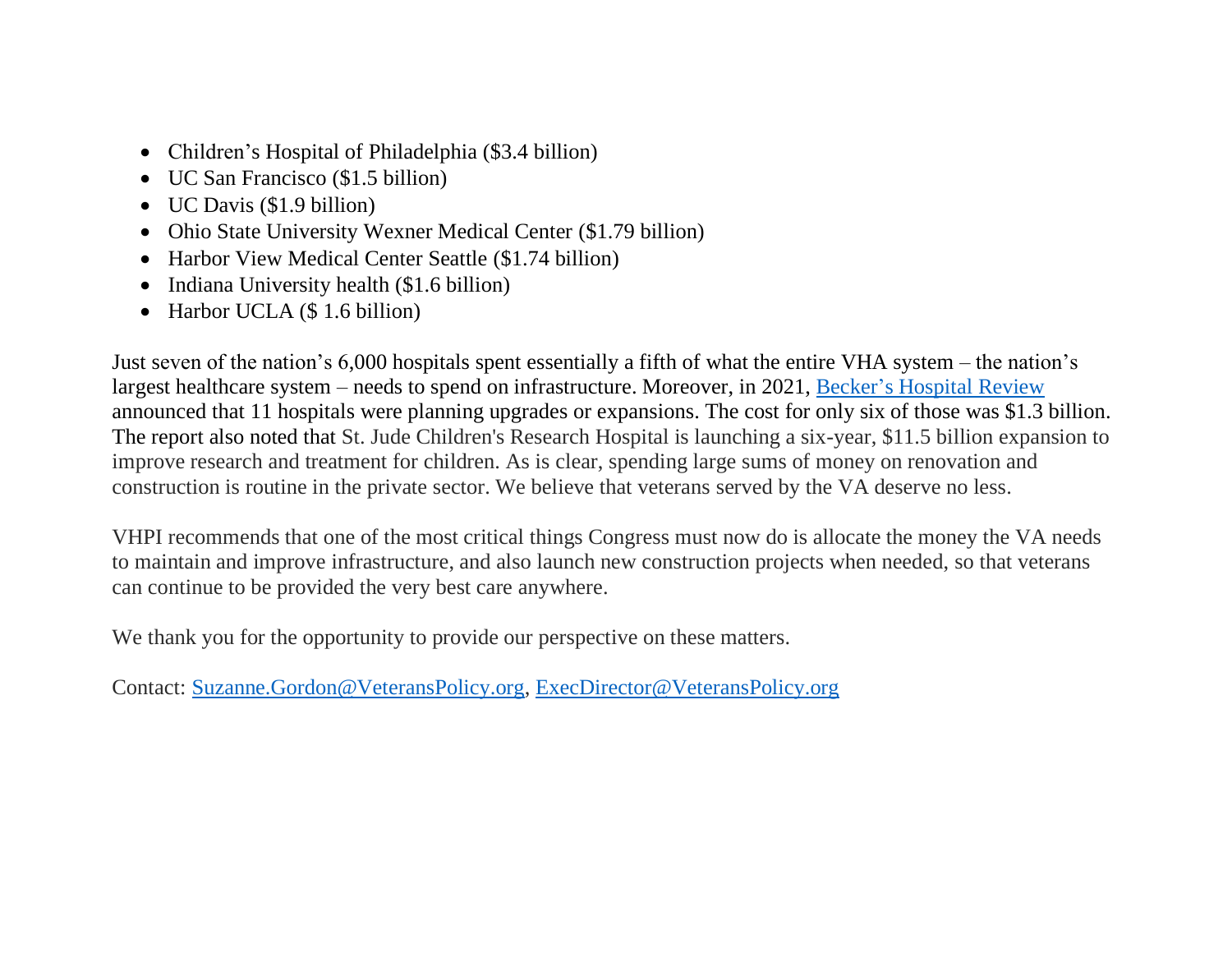- Children's Hospital of Philadelphia ($3.4 billion)
- UC San Francisco ($1.5 billion)
- UC Davis ($1.9 billion)
- Ohio State University Wexner Medical Center ($1.79 billion)
- Harbor View Medical Center Seattle ($1.74 billion)
- Indiana University health ($1.6 billion)
- Harbor UCLA ($ 1.6 billion)

Just seven of the nation's 6,000 hospitals spent essentially a fifth of what the entire VHA system – the nation's largest healthcare system – needs to spend on infrastructure. Moreover, in 2021, [Becker's Hospital Review](#) announced that 11 hospitals were planning upgrades or expansions. The cost for only six of those was $1.3 billion. The report also noted that St. Jude Children's Research Hospital is launching a six-year, $11.5 billion expansion to improve research and treatment for children. As is clear, spending large sums of money on renovation and construction is routine in the private sector. We believe that veterans served by the VA deserve no less.

VHPI recommends that one of the most critical things Congress must now do is allocate the money the VA needs to maintain and improve infrastructure, and also launch new construction projects when needed, so that veterans can continue to be provided the very best care anywhere.

We thank you for the opportunity to provide our perspective on these matters.

Contact: Suzanne.Gordon@VeteransPolicy.org, ExecDirector@VeteransPolicy.org